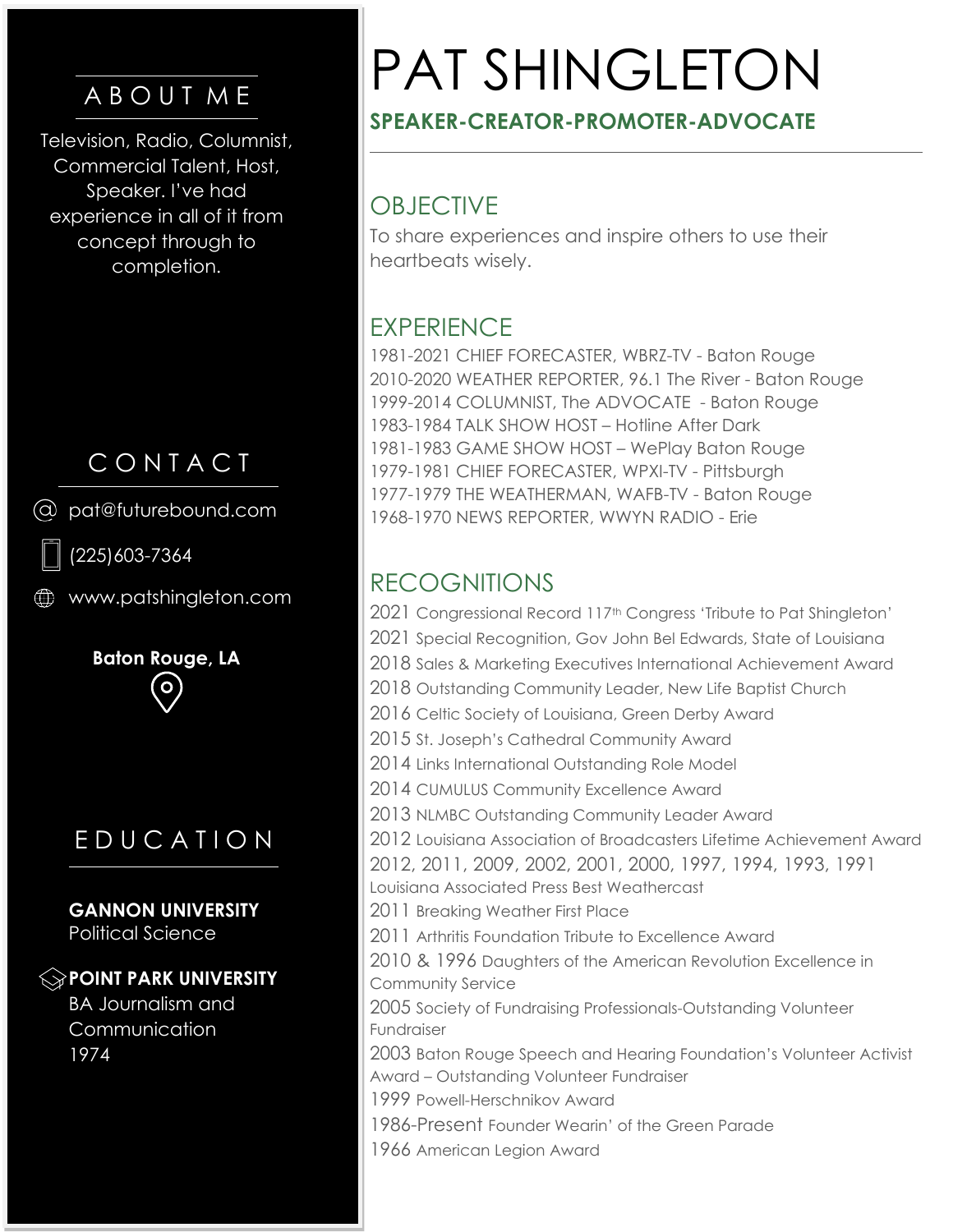# PAT SHINGLETON

**SPEAKER-CREATOR-PROMOTER-ADVOCATE**

## ABOUT ME

Television, Radio, Columnist, Commercial Talent, Host, Speaker. I've had experience in all of it from concept through to completion.

## CONTACT

pat@futurebound.com

(225)603-7364

www.patshingleton.com

**Baton Rouge, LA**

## EDUCATION

**GANNON UNIVERSITY**
Political Science

**POINT PARK UNIVERSITY**
BA Journalism and Communication
1974

## OBJECTIVE

To share experiences and inspire others to use their heartbeats wisely.

## EXPERIENCE

1981-2021 CHIEF FORECASTER, WBRZ-TV - Baton Rouge
2010-2020 WEATHER REPORTER, 96.1 The River - Baton Rouge
1999-2014 COLUMNIST, The ADVOCATE - Baton Rouge
1983-1984 TALK SHOW HOST – Hotline After Dark
1981-1983 GAME SHOW HOST – WePlay Baton Rouge
1979-1981 CHIEF FORECASTER, WPXI-TV - Pittsburgh
1977-1979 THE WEATHERMAN, WAFB-TV - Baton Rouge
1968-1970 NEWS REPORTER, WWYN RADIO - Erie

## RECOGNITIONS

2021 Congressional Record 117th Congress 'Tribute to Pat Shingleton'
2021 Special Recognition, Gov John Bel Edwards, State of Louisiana
2018 Sales & Marketing Executives International Achievement Award
2018 Outstanding Community Leader, New Life Baptist Church
2016 Celtic Society of Louisiana, Green Derby Award
2015 St. Joseph's Cathedral Community Award
2014 Links International Outstanding Role Model
2014 CUMULUS Community Excellence Award
2013 NLMBC Outstanding Community Leader Award
2012 Louisiana Association of Broadcasters Lifetime Achievement Award
2012, 2011, 2009, 2002, 2001, 2000, 1997, 1994, 1993, 1991 Louisiana Associated Press Best Weathercast
2011 Breaking Weather First Place
2011 Arthritis Foundation Tribute to Excellence Award
2010 & 1996 Daughters of the American Revolution Excellence in Community Service
2005 Society of Fundraising Professionals-Outstanding Volunteer Fundraiser
2003 Baton Rouge Speech and Hearing Foundation's Volunteer Activist Award – Outstanding Volunteer Fundraiser
1999 Powell-Herschnikov Award
1986-Present Founder Wearin' of the Green Parade
1966 American Legion Award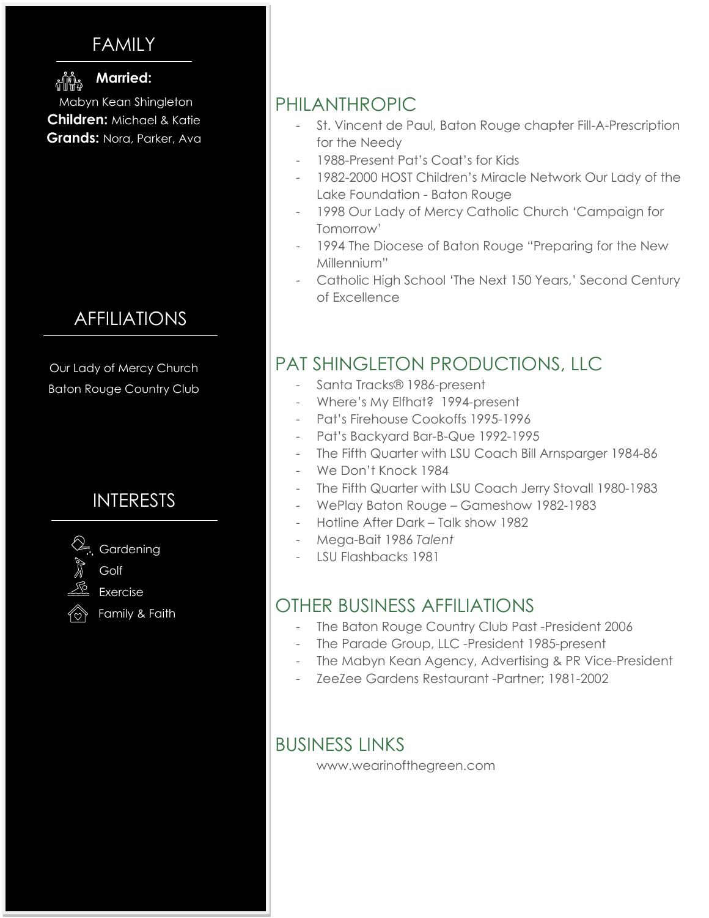## FAMILY

**Married:**
Mabyn Kean Shingleton
**Children:** Michael & Katie
**Grands:** Nora, Parker, Ava

## AFFILIATIONS

Our Lady of Mercy Church
Baton Rouge Country Club

## INTERESTS

- Gardening
- Golf
- Exercise
- Family & Faith

## PHILANTHROPIC

- St. Vincent de Paul, Baton Rouge chapter Fill-A-Prescription for the Needy
- 1988-Present Pat's Coat's for Kids
- 1982-2000 HOST Children's Miracle Network Our Lady of the Lake Foundation - Baton Rouge
- 1998 Our Lady of Mercy Catholic Church 'Campaign for Tomorrow'
- 1994 The Diocese of Baton Rouge "Preparing for the New Millennium"
- Catholic High School 'The Next 150 Years,' Second Century of Excellence

## PAT SHINGLETON PRODUCTIONS, LLC

- Santa Tracks® 1986-present
- Where's My Elfhat? 1994-present
- Pat's Firehouse Cookoffs 1995-1996
- Pat's Backyard Bar-B-Que 1992-1995
- The Fifth Quarter with LSU Coach Bill Arnsparger 1984-86
- We Don't Knock 1984
- The Fifth Quarter with LSU Coach Jerry Stovall 1980-1983
- WePlay Baton Rouge – Gameshow 1982-1983
- Hotline After Dark – Talk show 1982
- Mega-Bait 1986 *Talent*
- LSU Flashbacks 1981

## OTHER BUSINESS AFFILIATIONS

- The Baton Rouge Country Club Past -President 2006
- The Parade Group, LLC -President 1985-present
- The Mabyn Kean Agency, Advertising & PR Vice-President
- ZeeZee Gardens Restaurant -Partner; 1981-2002

## BUSINESS LINKS

www.wearinofthegreen.com